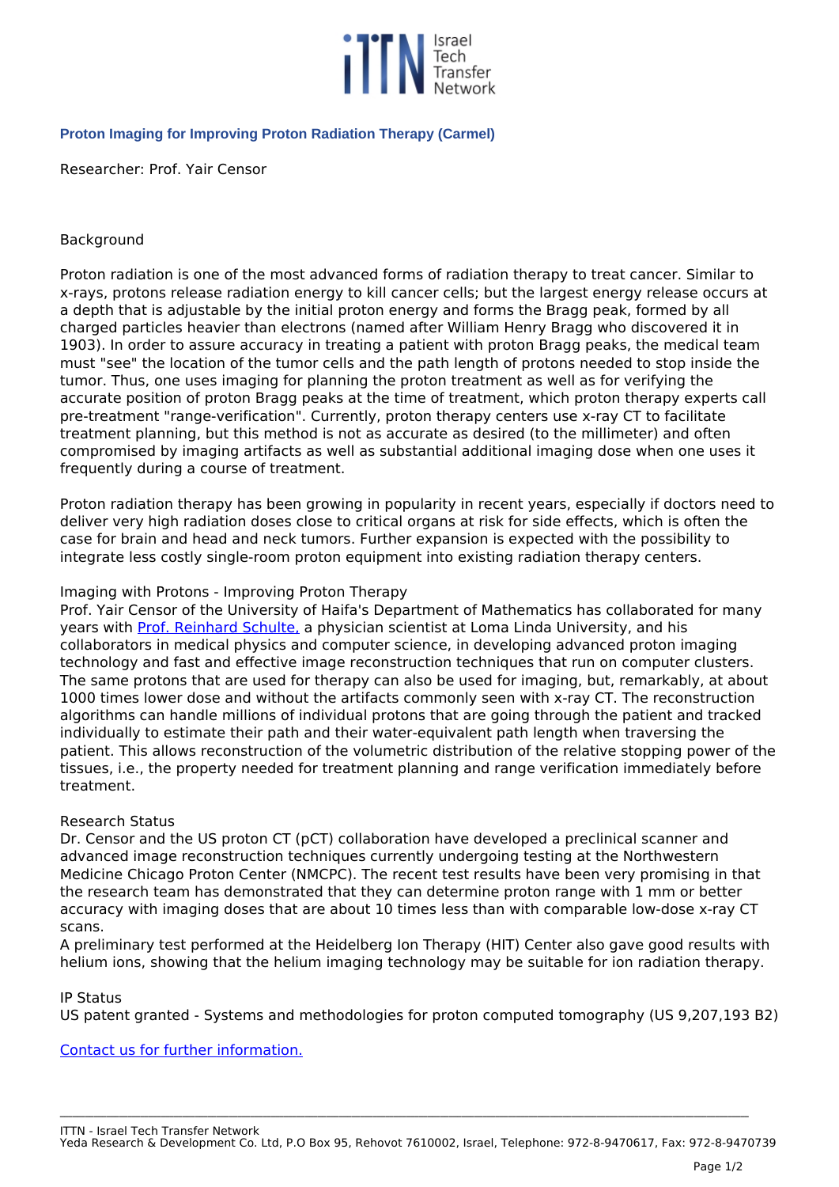## Proton Imaging for Improving Proton Radiation Therapy (Carmel)

Researcher: Prof. Yair Censor

### Background

Proton radiation is one of the most advanced forms of radiation therapy to treat cancer. Similar to x-rays, protons release radiation energy to kill cancer cells; but the largest energy release occurs at a depth that is adjustable by the initial proton energy and forms the Bragg peak, formed by all charged particles heavier than electrons (named after William Henry Bragg who discovered it in 1903). In order to assure accuracy in treating a patient with proton Bragg peaks, the medical team must "see" the location of the tumor cells and the path length of protons needed to stop inside the tumor. Thus, one uses imaging for planning the proton treatment as well as for verifying the accurate position of proton Bragg peaks at the time of treatment, which proton therapy experts call pre-treatment "range-verification". Currently, proton therapy centers use x-ray CT to facilitate treatment planning, but this method is not as accurate as desired (to the millimeter) and often compromised by imaging artifacts as well as substantial additional imaging dose when one uses it frequently during a course of treatment.

Proton radiation therapy has been growing in popularity in recent years, especially if doctors need to deliver very high radiation doses close to critical organs at risk for side effects, which is often the case for brain and head and neck tumors. Further expansion is expected with the possibility to integrate less costly single-room proton equipment into existing radiation therapy centers.

### Imaging with Protons - Improving Proton Therapy

Prof. Yair Censor of the University of Haifa's Department of Mathematics has collaborated for many years with Prof. Reinhard Schulte, a physician scientist at Loma Linda University, and his collaborators in medical physics and computer science, in developing advanced proton imaging technology and fast and effective image reconstruction techniques that run on computer clusters. The same protons that are used for therapy can also be used for imaging, but, remarkably, at about 1000 times lower dose and without the artifacts commonly seen with x-ray CT. The reconstruction algorithms can handle millions of individual protons that are going through the patient and tracked individually to estimate their path and their water-equivalent path length when traversing the patient. This allows reconstruction of the volumetric distribution of the relative stopping power of the tissues, i.e., the property needed for treatment planning and range verification immediately before treatment.

### Research Status

Dr. Censor and the US proton CT (pCT) collaboration have developed a preclinical scanner and advanced image reconstruction techniques currently undergoing testing at the Northwestern Medicine Chicago Proton Center (NMCPC). The recent test results have been very promising in that the research team has demonstrated that they can determine proton range with 1 mm or better accuracy with imaging doses that are about 10 times less than with comparable low-dose x-ray CT scans.

A preliminary test performed at the Heidelberg Ion Therapy (HIT) Center also gave good results with helium ions, showing that the helium imaging technology may be suitable for ion radiation therapy.

### IP Status

US patent granted - Systems and methodologies for proton computed tomography (US 9,207,193 B2)

Contact us for further information.

ITTN - Israel Tech Transfer Network
Yeda Research & Development Co. Ltd, P.O Box 95, Rehovot 7610002, Israel, Telephone: 972-8-9470617, Fax: 972-8-9470739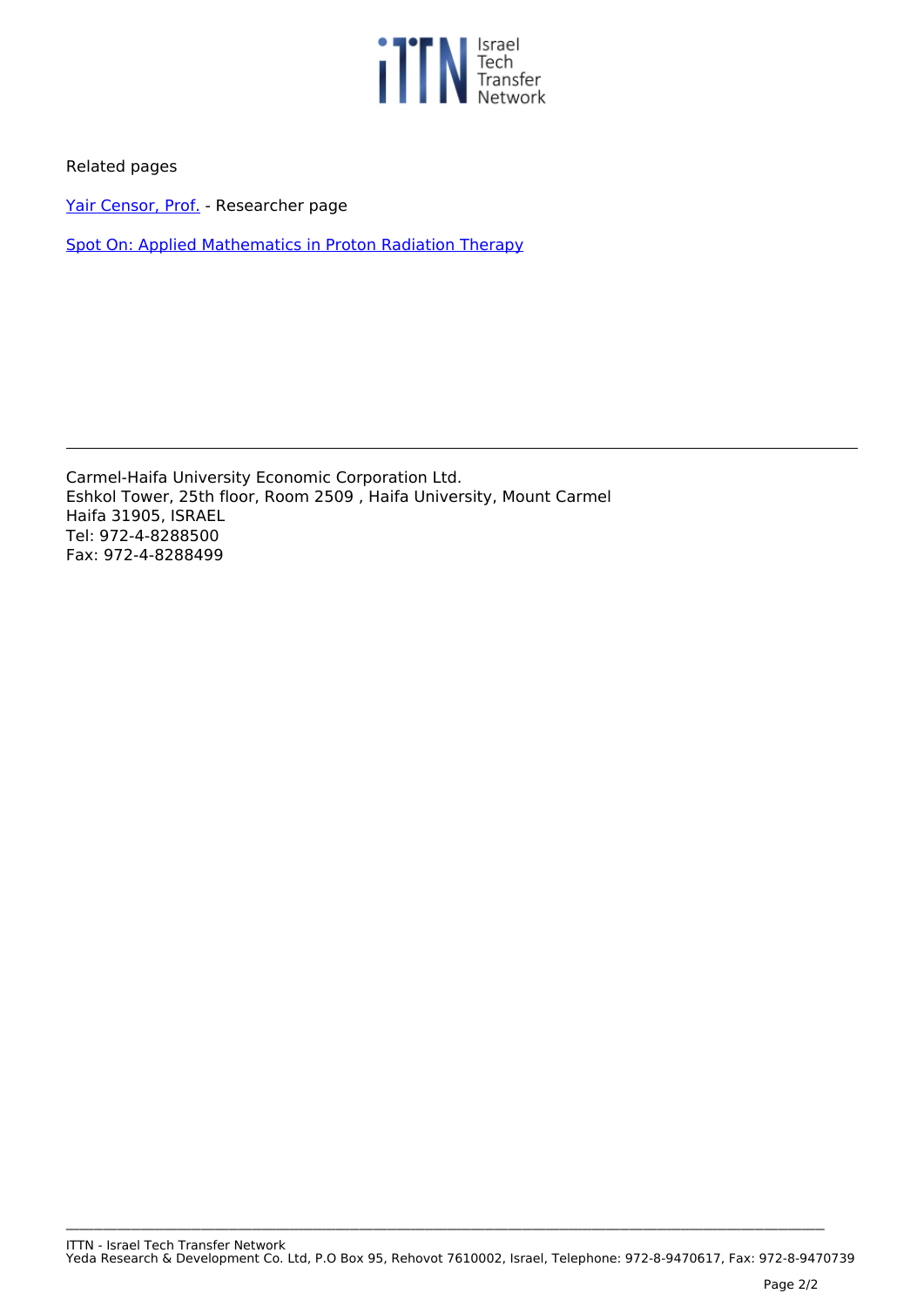Related pages

Yair Censor, Prof. - Researcher page

Spot On: Applied Mathematics in Proton Radiation Therapy

---

Carmel-Haifa University Economic Corporation Ltd.
Eshkol Tower, 25th floor, Room 2509 , Haifa University, Mount Carmel
Haifa 31905, ISRAEL
Tel: 972-4-8288500
Fax: 972-4-8288499